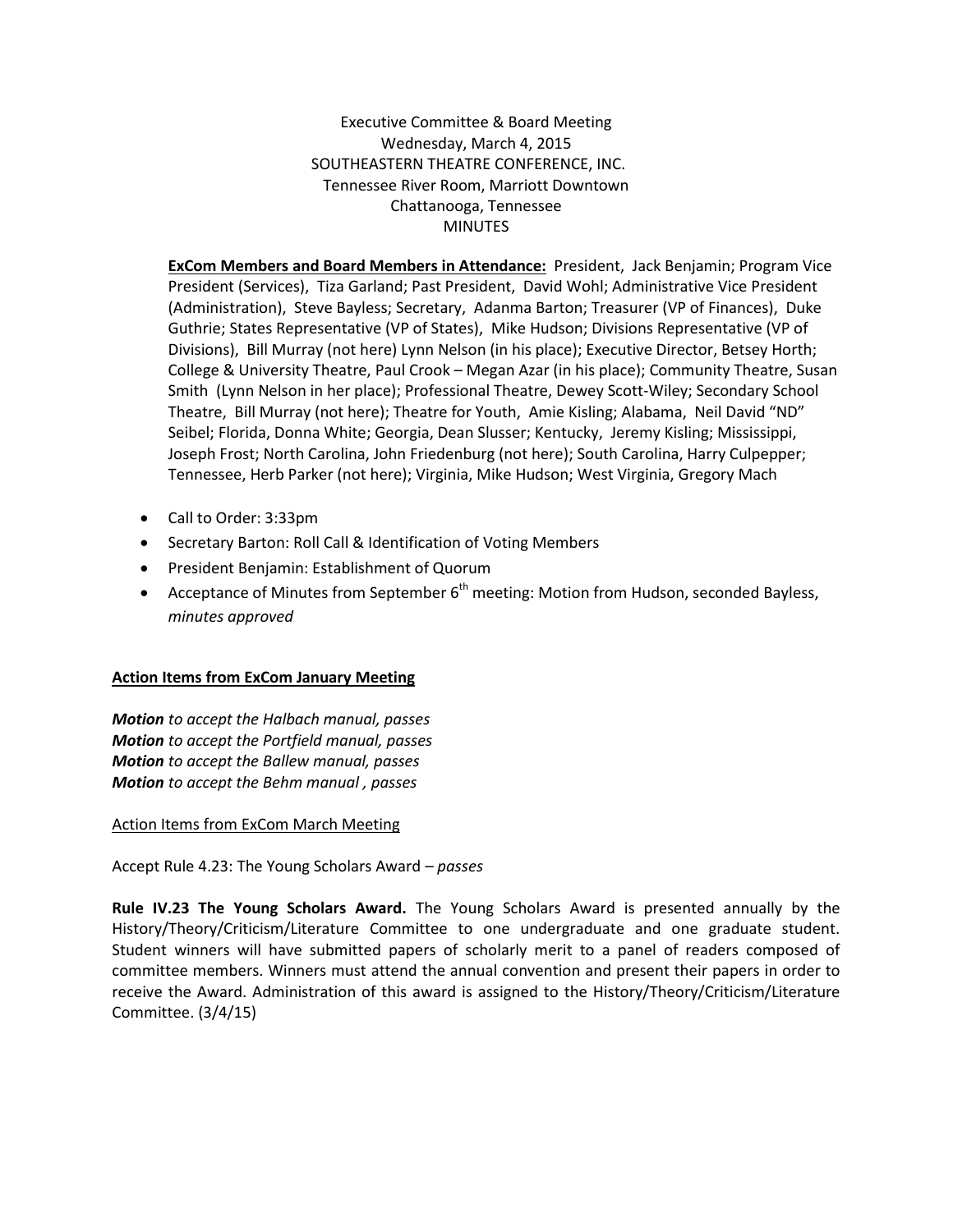Executive Committee & Board Meeting
Wednesday, March 4, 2015
SOUTHEASTERN THEATRE CONFERENCE, INC.
Tennessee River Room, Marriott Downtown
Chattanooga, Tennessee
MINUTES

**ExCom Members and Board Members in Attendance:** President, Jack Benjamin; Program Vice President (Services), Tiza Garland; Past President, David Wohl; Administrative Vice President (Administration), Steve Bayless; Secretary, Adanma Barton; Treasurer (VP of Finances), Duke Guthrie; States Representative (VP of States), Mike Hudson; Divisions Representative (VP of Divisions), Bill Murray (not here) Lynn Nelson (in his place); Executive Director, Betsey Horth; College & University Theatre, Paul Crook – Megan Azar (in his place); Community Theatre, Susan Smith (Lynn Nelson in her place); Professional Theatre, Dewey Scott-Wiley; Secondary School Theatre, Bill Murray (not here); Theatre for Youth, Amie Kisling; Alabama, Neil David "ND" Seibel; Florida, Donna White; Georgia, Dean Slusser; Kentucky, Jeremy Kisling; Mississippi, Joseph Frost; North Carolina, John Friedenburg (not here); South Carolina, Harry Culpepper; Tennessee, Herb Parker (not here); Virginia, Mike Hudson; West Virginia, Gregory Mach

- Call to Order: 3:33pm
- Secretary Barton: Roll Call & Identification of Voting Members
- President Benjamin: Establishment of Quorum
- Acceptance of Minutes from September 6th meeting: Motion from Hudson, seconded Bayless, *minutes approved*

**Action Items from ExCom January Meeting**

***Motion*** *to accept the Halbach manual, passes*
***Motion*** *to accept the Portfield manual, passes*
***Motion*** *to accept the Ballew manual, passes*
***Motion*** *to accept the Behm manual , passes*

Action Items from ExCom March Meeting

Accept Rule 4.23: The Young Scholars Award – *passes*

**Rule IV.23 The Young Scholars Award.** The Young Scholars Award is presented annually by the History/Theory/Criticism/Literature Committee to one undergraduate and one graduate student. Student winners will have submitted papers of scholarly merit to a panel of readers composed of committee members. Winners must attend the annual convention and present their papers in order to receive the Award. Administration of this award is assigned to the History/Theory/Criticism/Literature Committee. (3/4/15)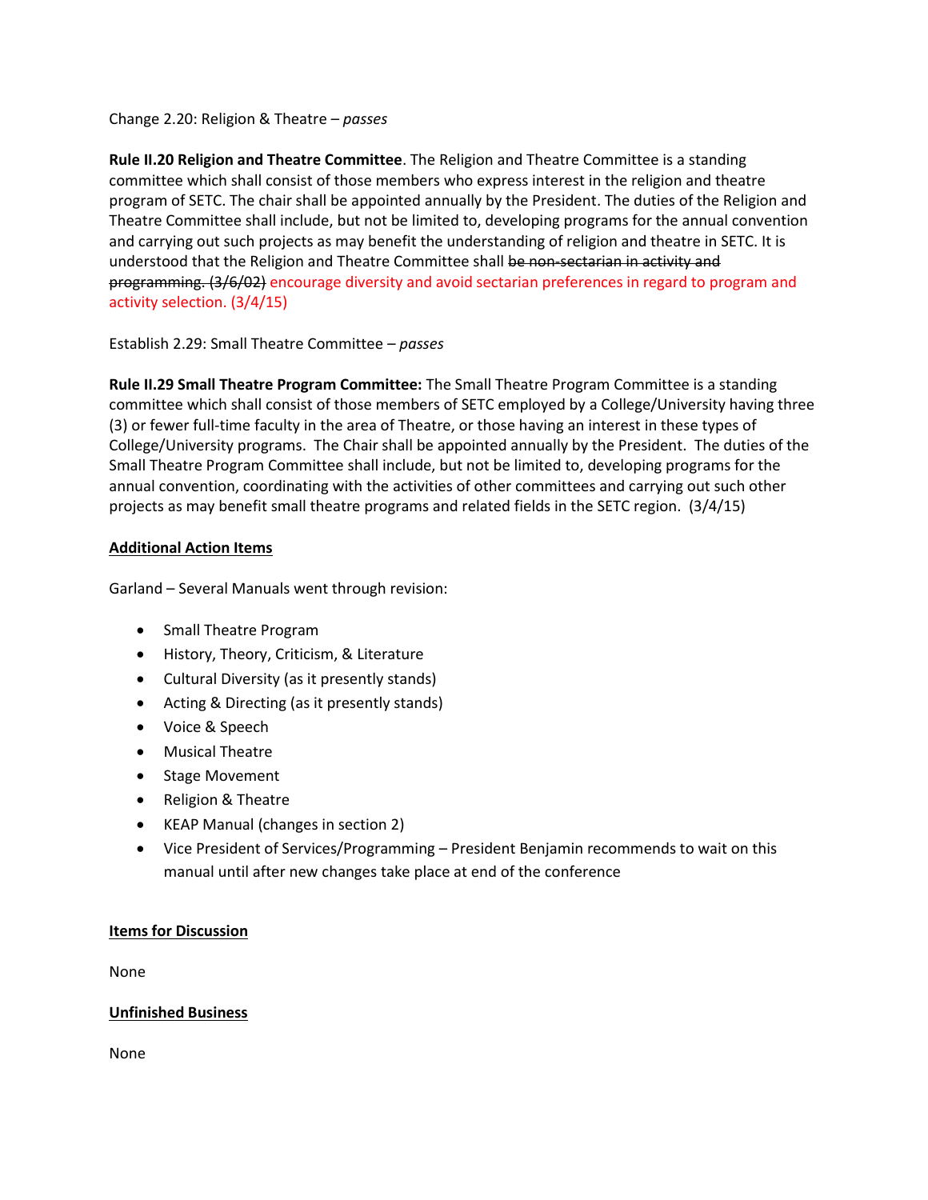Change 2.20: Religion & Theatre – *passes*

**Rule II.20 Religion and Theatre Committee**. The Religion and Theatre Committee is a standing committee which shall consist of those members who express interest in the religion and theatre program of SETC. The chair shall be appointed annually by the President. The duties of the Religion and Theatre Committee shall include, but not be limited to, developing programs for the annual convention and carrying out such projects as may benefit the understanding of religion and theatre in SETC. It is understood that the Religion and Theatre Committee shall ~~be non-sectarian in activity and programming. (3/6/02)~~ encourage diversity and avoid sectarian preferences in regard to program and activity selection. (3/4/15)

Establish 2.29: Small Theatre Committee – *passes*

**Rule II.29 Small Theatre Program Committee:** The Small Theatre Program Committee is a standing committee which shall consist of those members of SETC employed by a College/University having three (3) or fewer full-time faculty in the area of Theatre, or those having an interest in these types of College/University programs. The Chair shall be appointed annually by the President. The duties of the Small Theatre Program Committee shall include, but not be limited to, developing programs for the annual convention, coordinating with the activities of other committees and carrying out such other projects as may benefit small theatre programs and related fields in the SETC region. (3/4/15)

**Additional Action Items**

Garland – Several Manuals went through revision:

- Small Theatre Program
- History, Theory, Criticism, & Literature
- Cultural Diversity (as it presently stands)
- Acting & Directing (as it presently stands)
- Voice & Speech
- Musical Theatre
- Stage Movement
- Religion & Theatre
- KEAP Manual (changes in section 2)
- Vice President of Services/Programming – President Benjamin recommends to wait on this manual until after new changes take place at end of the conference

**Items for Discussion**

None

**Unfinished Business**

None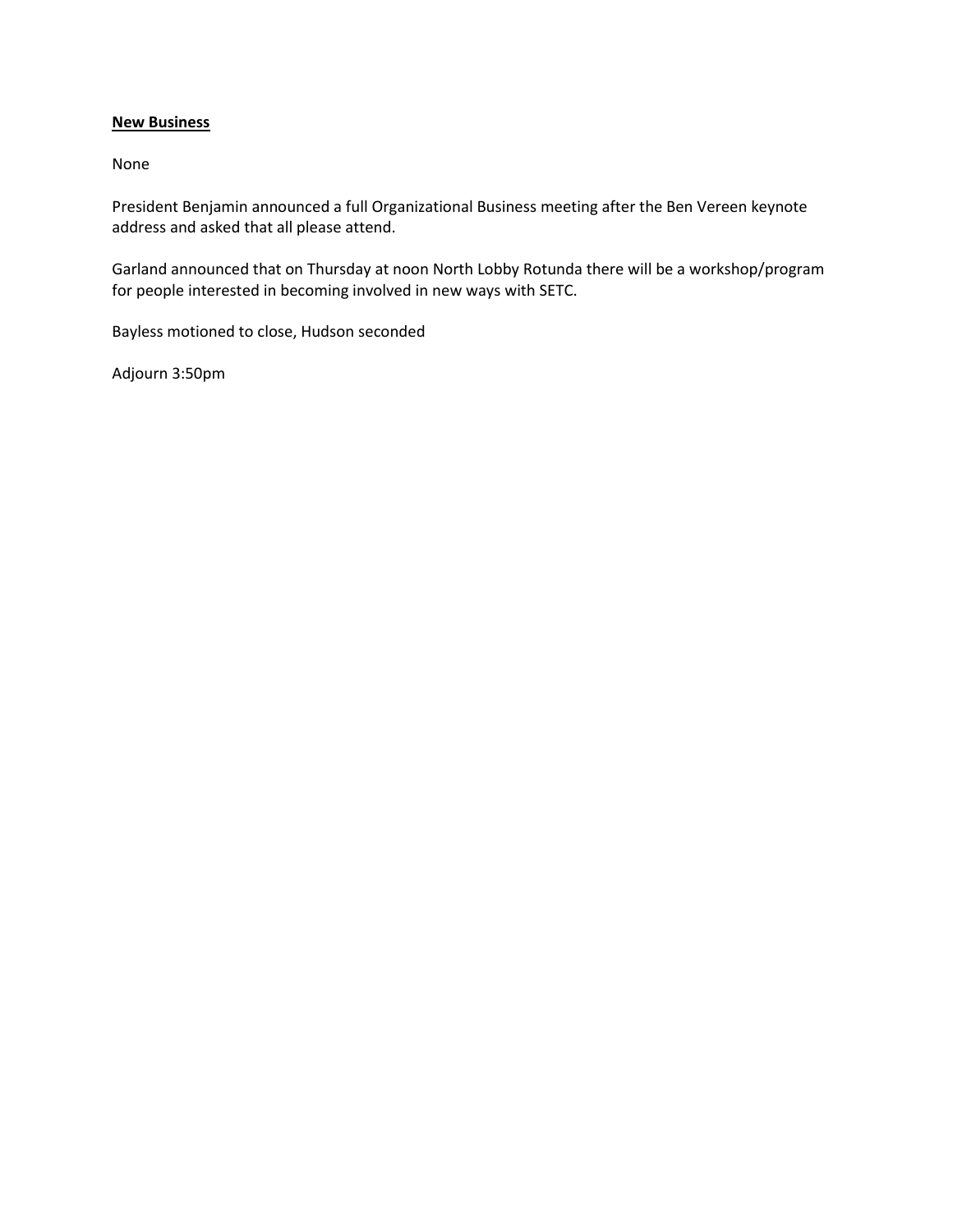**New Business**

None

President Benjamin announced a full Organizational Business meeting after the Ben Vereen keynote address and asked that all please attend.

Garland announced that on Thursday at noon North Lobby Rotunda there will be a workshop/program for people interested in becoming involved in new ways with SETC.

Bayless motioned to close, Hudson seconded

Adjourn 3:50pm